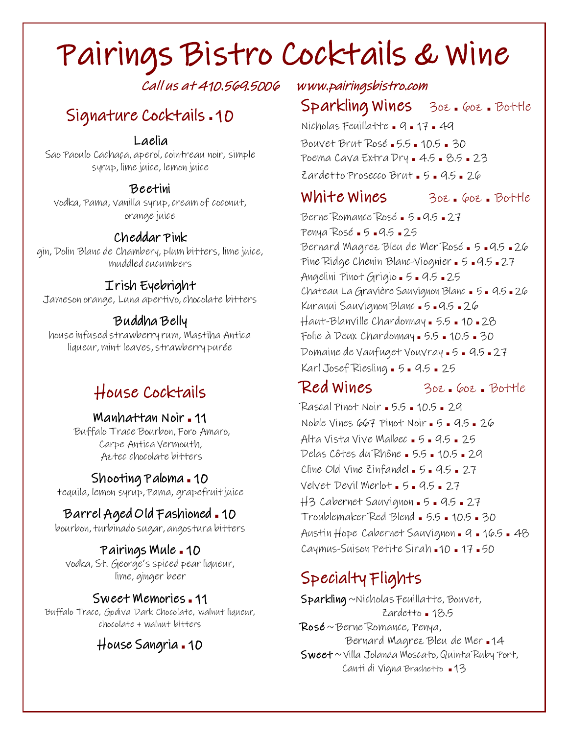# Pairings Bistro Cocktails & Wine

*Call us at 410.569.5006* *www.pairingsbistro.com*

## Signature Cocktails ▪ 10

### Laelia
Sao Paoulo Cachaça, aperol, cointreau noir, simple syrup, lime juice, lemon juice

### Beetini
vodka, Pama, vanilla syrup, cream of coconut, orange juice

### Cheddar Pink
gin, Dolin Blanc de Chambery, plum bitters, lime juice, muddled cucumbers

### Irish Eyebright
Jameson orange, Luna apertivo, chocolate bitters

### Buddha Belly
house infused strawberry rum, Mastiha Antica liqueur, mint leaves, strawberry purée

## House Cocktails

### Manhattan Noir ▪ 11
Buffalo Trace Bourbon, Foro Amaro, Carpe Antica Vermouth, Aztec chocolate bitters

### Shooting Paloma ▪ 10
tequila, lemon syrup, Pama, grapefruit juice

### Barrel Aged Old Fashioned ▪ 10
bourbon, turbinado sugar, angostura bitters

### Pairings Mule ▪ 10
vodka, St. George's spiced pear liqueur, lime, ginger beer

### Sweet Memories ▪ 11
Buffalo Trace, Godiva Dark Chocolate, walnut liqueur, chocolate + walnut bitters

### House Sangria ▪ 10

## Sparkling Wines 3oz ▪ 6oz ▪ Bottle

Nicholas Feuillatte ▪ 9 ▪ 17 ▪ 49
Bouvet Brut Rosé ▪ 5.5 ▪ 10.5 ▪ 30
Poema Cava Extra Dry ▪ 4.5 ▪ 8.5 ▪ 23
Zardetto Prosecco Brut ▪ 5 ▪ 9.5 ▪ 26

## White Wines 3oz ▪ 6oz ▪ Bottle

Berne Romance Rosé ▪ 5 ▪ 9.5 ▪ 27
Penya Rosé ▪ 5 ▪ 9.5 ▪ 25
Bernard Magrez Bleu de Mer Rosé ▪ 5 ▪ 9.5 ▪ 26
Pine Ridge Chenin Blanc-Viognier ▪ 5 ▪ 9.5 ▪ 27
Angelini Pinot Grigio ▪ 5 ▪ 9.5 ▪ 25
Chateau La Gravière Sauvignon Blanc ▪ 5 ▪ 9.5 ▪ 26
Kuranui Sauvignon Blanc ▪ 5 ▪ 9.5 ▪ 26
Haut-Blanville Chardonnay ▪ 5.5 ▪ 10 ▪ 28
Folie à Deux Chardonnay ▪ 5.5 ▪ 10.5 ▪ 30
Domaine de Vaufuget Vouvray ▪ 5 ▪ 9.5 ▪ 27
Karl Josef Riesling ▪ 5 ▪ 9.5 ▪ 25

## Red Wines 3oz ▪ 6oz ▪ Bottle

Rascal Pinot Noir ▪ 5.5 ▪ 10.5 ▪ 29
Noble Vines 667 Pinot Noir ▪ 5 ▪ 9.5 ▪ 26
Alta Vista Vive Malbec ▪ 5 ▪ 9.5 ▪ 25
Delas Côtes du Rhône ▪ 5.5 ▪ 10.5 ▪ 29
Cline Old Vine Zinfandel ▪ 5 ▪ 9.5 ▪ 27
Velvet Devil Merlot ▪ 5 ▪ 9.5 ▪ 27
H3 Cabernet Sauvignon ▪ 5 ▪ 9.5 ▪ 27
Troublemaker Red Blend ▪ 5.5 ▪ 10.5 ▪ 30
Austin Hope Cabernet Sauvignon ▪ 9 ▪ 16.5 ▪ 48
Caymus-Suison Petite Sirah ▪ 10 ▪ 17 ▪ 50

## Specialty Flights

**Sparkling** ~ Nicholas Feuillatte, Bouvet, Zardetto ▪ 18.5
**Rosé** ~ Berne Romance, Penya, Bernard Magrez Bleu de Mer ▪ 14
**Sweet** ~ Villa Jolanda Moscato, Quinta Ruby Port, Canti di Vigna Brachetto ▪ 13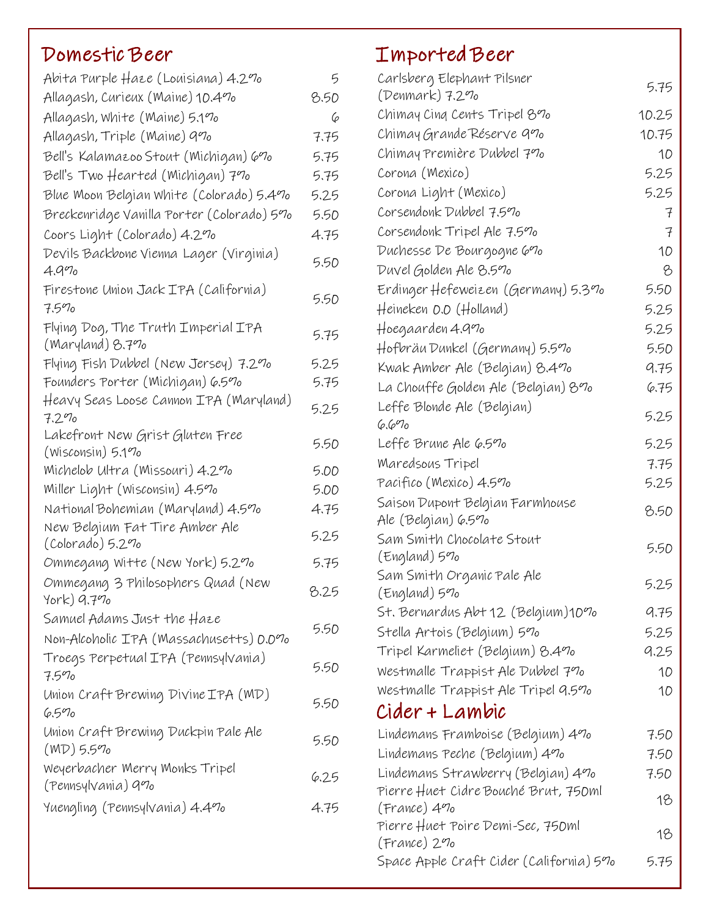## Domestic Beer

| Item | Price |
|---|---|
| Abita Purple Haze (Louisiana) 4.2% | 5 |
| Allagash, Curieux (Maine) 10.4% | 8.50 |
| Allagash, White (Maine) 5.1% | 6 |
| Allagash, Triple (Maine) 9% | 7.75 |
| Bell's Kalamazoo Stout (Michigan) 6% | 5.75 |
| Bell's Two Hearted (Michigan) 7% | 5.75 |
| Blue Moon Belgian White (Colorado) 5.4% | 5.25 |
| Breckenridge Vanilla Porter (Colorado) 5% | 5.50 |
| Coors Light (Colorado) 4.2% | 4.75 |
| Devils Backbone Vienna Lager (Virginia) 4.9% | 5.50 |
| Firestone Union Jack IPA (California) 7.5% | 5.50 |
| Flying Dog, The Truth Imperial IPA (Maryland) 8.7% | 5.75 |
| Flying Fish Dubbel (New Jersey) 7.2% | 5.25 |
| Founders Porter (Michigan) 6.5% | 5.75 |
| Heavy Seas Loose Cannon IPA (Maryland) 7.2% | 5.25 |
| Lakefront New Grist Gluten Free (Wisconsin) 5.1% | 5.50 |
| Michelob Ultra (Missouri) 4.2% | 5.00 |
| Miller Light (Wisconsin) 4.5% | 5.00 |
| National Bohemian (Maryland) 4.5% | 4.75 |
| New Belgium Fat Tire Amber Ale (Colorado) 5.2% | 5.25 |
| Ommegang Witte (New York) 5.2% | 5.75 |
| Ommegang 3 Philosophers Quad (New York) 9.7% | 8.25 |
| Samuel Adams Just the Haze Non-Alcoholic IPA (Massachusetts) 0.0% | 5.50 |
| Troegs Perpetual IPA (Pennsylvania) 7.5% | 5.50 |
| Union Craft Brewing Divine IPA (MD) 6.5% | 5.50 |
| Union Craft Brewing Duckpin Pale Ale (MD) 5.5% | 5.50 |
| Weyerbacher Merry Monks Tripel (Pennsylvania) 9% | 6.25 |
| Yuengling (Pennsylvania) 4.4% | 4.75 |

## Imported Beer

| Item | Price |
|---|---|
| Carlsberg Elephant Pilsner (Denmark) 7.2% | 5.75 |
| Chimay Cinq Cents Tripel 8% | 10.25 |
| Chimay Grande Réserve 9% | 10.75 |
| Chimay Première Dubbel 7% | 10 |
| Corona (Mexico) | 5.25 |
| Corona Light (Mexico) | 5.25 |
| Corsendonk Dubbel 7.5% | 7 |
| Corsendonk Tripel Ale 7.5% | 7 |
| Duchesse De Bourgogne 6% | 10 |
| Duvel Golden Ale 8.5% | 8 |
| Erdinger Hefeweizen (Germany) 5.3% | 5.50 |
| Heineken 0.0 (Holland) | 5.25 |
| Hoegaarden 4.9% | 5.25 |
| Hofbräu Dunkel (Germany) 5.5% | 5.50 |
| Kwak Amber Ale (Belgian) 8.4% | 9.75 |
| La Chouffe Golden Ale (Belgian) 8% | 6.75 |
| Leffe Blonde Ale (Belgian) 6.6% | 5.25 |
| Leffe Brune Ale 6.5% | 5.25 |
| Maredsous Tripel | 7.75 |
| Pacifico (Mexico) 4.5% | 5.25 |
| Saison Dupont Belgian Farmhouse Ale (Belgian) 6.5% | 8.50 |
| Sam Smith Chocolate Stout (England) 5% | 5.50 |
| Sam Smith Organic Pale Ale (England) 5% | 5.25 |
| St. Bernardus Abt 12 (Belgium)10% | 9.75 |
| Stella Artois (Belgium) 5% | 5.25 |
| Tripel Karmeliet (Belgium) 8.4% | 9.25 |
| Westmalle Trappist Ale Dubbel 7% | 10 |
| Westmalle Trappist Ale Tripel 9.5% | 10 |

## Cider + Lambic

| Item | Price |
|---|---|
| Lindemans Framboise (Belgium) 4% | 7.50 |
| Lindemans Peche (Belgium) 4% | 7.50 |
| Lindemans Strawberry (Belgian) 4% | 7.50 |
| Pierre Huet Cidre Bouché Brut, 750ml (France) 4% | 18 |
| Pierre Huet Poire Demi-Sec, 750ml (France) 2% | 18 |
| Space Apple Craft Cider (California) 5% | 5.75 |